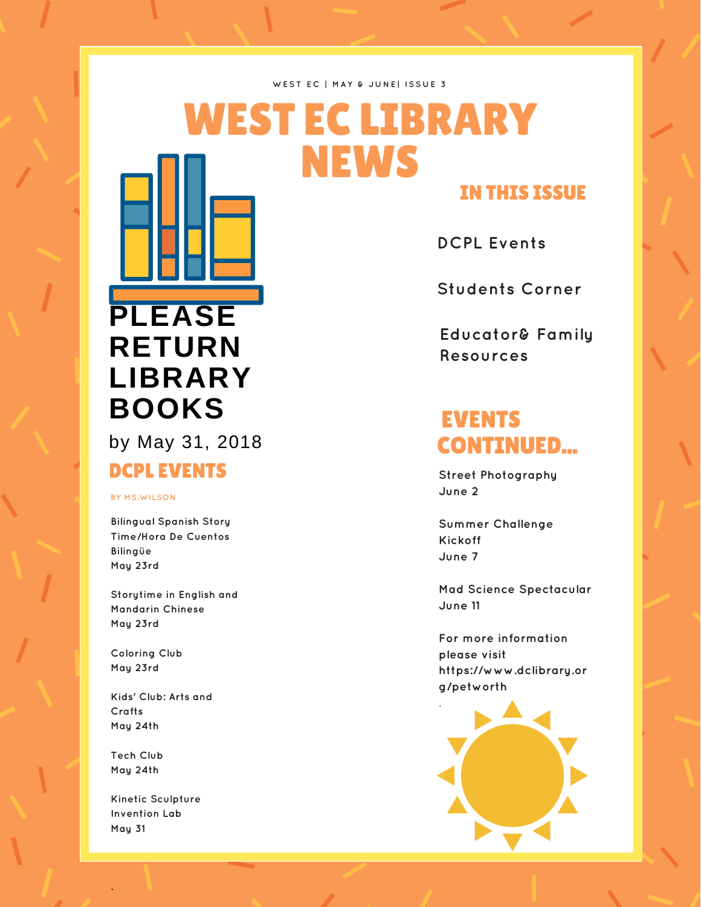WEST EC | MAY & JUNE| ISSUE 3

# WEST EC LIBRARY NEWS

## PLEASE RETURN LIBRARY BOOKS

by May 31, 2018

## DCPL EVENTS

BY MS.WILSON

Bilingual Spanish Story Time/Hora De Cuentos Bilingüe
May 23rd

Storytime in English and Mandarin Chinese
May 23rd

Coloring Club
May 23rd

Kids' Club: Arts and Crafts
May 24th

Tech Club
May 24th

Kinetic Sculpture Invention Lab
May 31

## IN THIS ISSUE

DCPL Events

Students Corner

Educator& Family Resources

## EVENTS CONTINUED...

Street Photography
June 2

Summer Challenge Kickoff
June 7

Mad Science Spectacular
June 11

For more information please visit https://www.dclibrary.org/petworth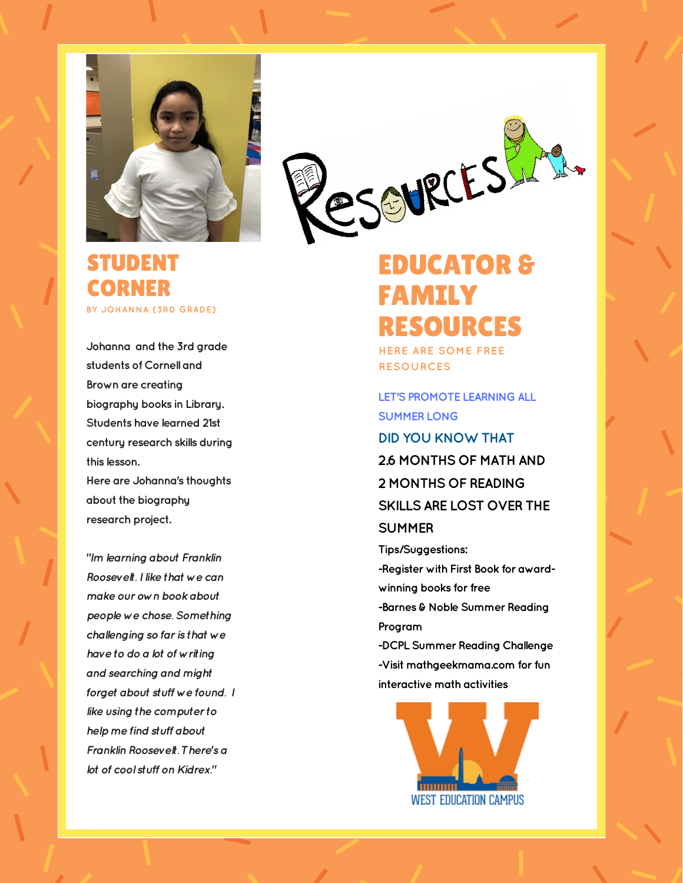## STUDENT CORNER

BY JOHANNA (3RD GRADE)

Johanna and the 3rd grade students of Cornell and Brown are creating biography books in Library. Students have learned 21st century research skills during this lesson.

Here are Johanna's thoughts about the biography research project.

*"Im learning about Franklin Roosevelt. I like that we can make our own book about people we chose. Something challenging so far is that we have to do a lot of writing and searching and might forget about stuff we found. I like using the computer to help me find stuff about Franklin Roosevelt. There's a lot of cool stuff on Kidrex."*

Resources

## EDUCATOR & FAMILY RESOURCES

HERE ARE SOME FREE RESOURCES

LET'S PROMOTE LEARNING ALL SUMMER LONG

DID YOU KNOW THAT

2.6 MONTHS OF MATH AND 2 MONTHS OF READING SKILLS ARE LOST OVER THE SUMMER

Tips/Suggestions:

-Register with First Book for award-winning books for free

-Barnes & Noble Summer Reading Program

-DCPL Summer Reading Challenge

-Visit mathgeekmama.com for fun interactive math activities

WEST EDUCATION CAMPUS